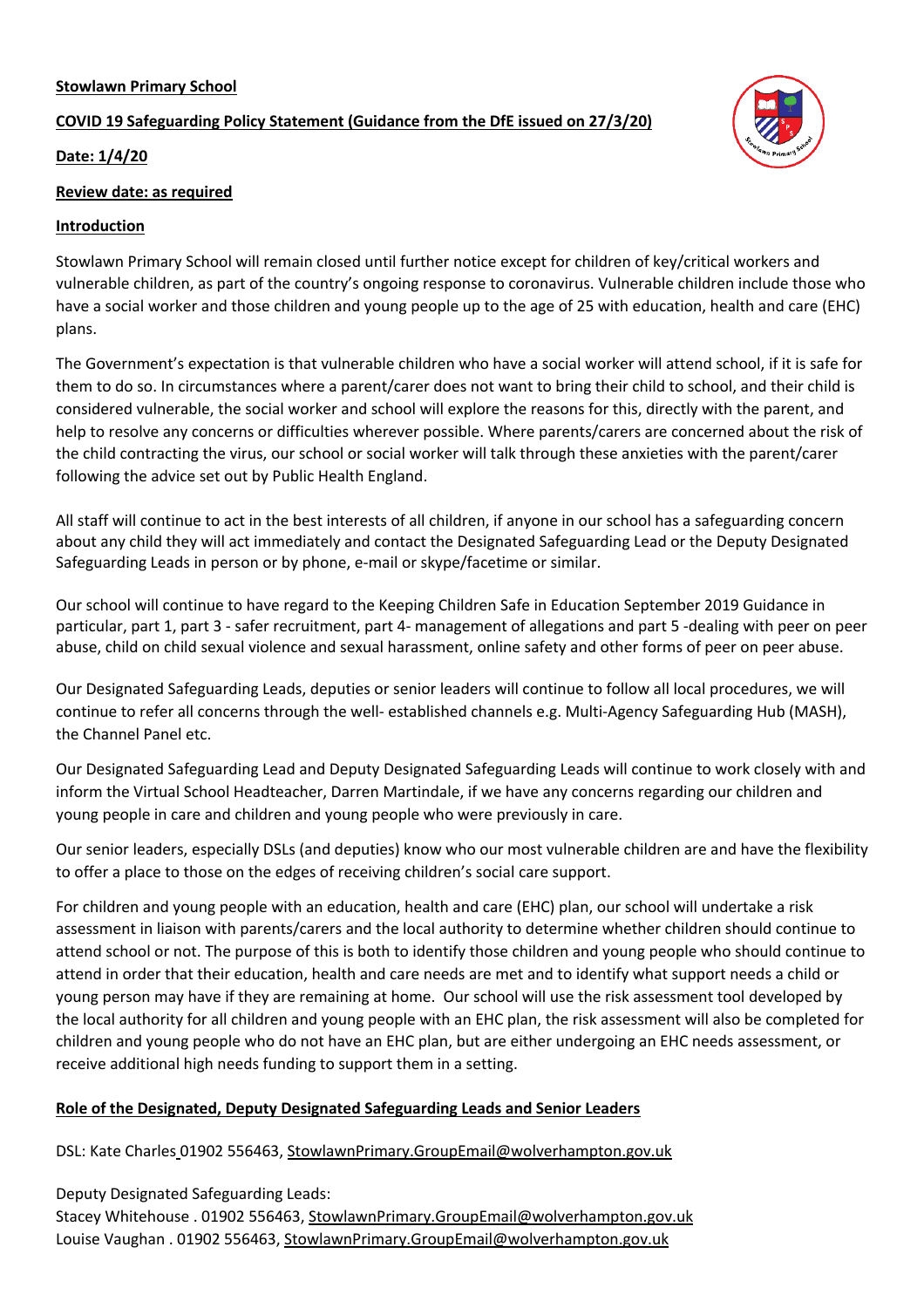**Stowlawn Primary School**

**COVID 19 Safeguarding Policy Statement (Guidance from the DfE issued on 27/3/20)**

**Date: 1/4/20**

**Review date: as required**

**Introduction**

Stowlawn Primary School will remain closed until further notice except for children of key/critical workers and vulnerable children, as part of the country's ongoing response to coronavirus. Vulnerable children include those who have a social worker and those children and young people up to the age of 25 with education, health and care (EHC) plans.

The Government's expectation is that vulnerable children who have a social worker will attend school, if it is safe for them to do so. In circumstances where a parent/carer does not want to bring their child to school, and their child is considered vulnerable, the social worker and school will explore the reasons for this, directly with the parent, and help to resolve any concerns or difficulties wherever possible. Where parents/carers are concerned about the risk of the child contracting the virus, our school or social worker will talk through these anxieties with the parent/carer following the advice set out by Public Health England.

All staff will continue to act in the best interests of all children, if anyone in our school has a safeguarding concern about any child they will act immediately and contact the Designated Safeguarding Lead or the Deputy Designated Safeguarding Leads in person or by phone, e-mail or skype/facetime or similar.

Our school will continue to have regard to the Keeping Children Safe in Education September 2019 Guidance in particular, part 1, part 3 - safer recruitment, part 4- management of allegations and part 5 -dealing with peer on peer abuse, child on child sexual violence and sexual harassment, online safety and other forms of peer on peer abuse.

Our Designated Safeguarding Leads, deputies or senior leaders will continue to follow all local procedures, we will continue to refer all concerns through the well- established channels e.g. Multi-Agency Safeguarding Hub (MASH), the Channel Panel etc.

Our Designated Safeguarding Lead and Deputy Designated Safeguarding Leads will continue to work closely with and inform the Virtual School Headteacher, Darren Martindale, if we have any concerns regarding our children and young people in care and children and young people who were previously in care.

Our senior leaders, especially DSLs (and deputies) know who our most vulnerable children are and have the flexibility to offer a place to those on the edges of receiving children's social care support.

For children and young people with an education, health and care (EHC) plan, our school will undertake a risk assessment in liaison with parents/carers and the local authority to determine whether children should continue to attend school or not. The purpose of this is both to identify those children and young people who should continue to attend in order that their education, health and care needs are met and to identify what support needs a child or young person may have if they are remaining at home. Our school will use the risk assessment tool developed by the local authority for all children and young people with an EHC plan, the risk assessment will also be completed for children and young people who do not have an EHC plan, but are either undergoing an EHC needs assessment, or receive additional high needs funding to support them in a setting.

**Role of the Designated, Deputy Designated Safeguarding Leads and Senior Leaders**

DSL: Kate Charles 01902 556463, StowlawnPrimary.GroupEmail@wolverhampton.gov.uk

Deputy Designated Safeguarding Leads:
Stacey Whitehouse . 01902 556463, StowlawnPrimary.GroupEmail@wolverhampton.gov.uk
Louise Vaughan . 01902 556463, StowlawnPrimary.GroupEmail@wolverhampton.gov.uk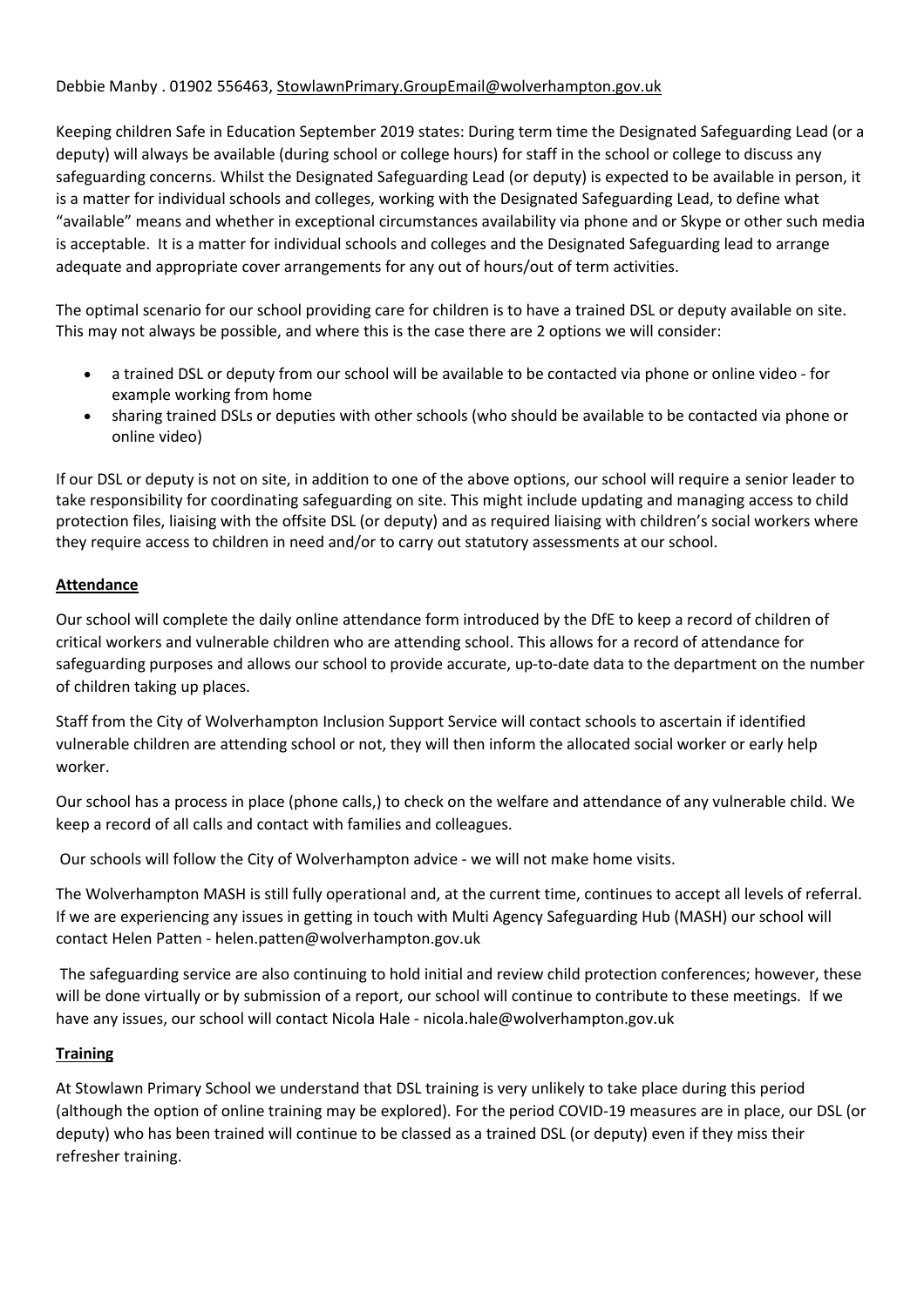Debbie Manby . 01902 556463, StowlawnPrimary.GroupEmail@wolverhampton.gov.uk

Keeping children Safe in Education September 2019 states: During term time the Designated Safeguarding Lead (or a deputy) will always be available (during school or college hours) for staff in the school or college to discuss any safeguarding concerns. Whilst the Designated Safeguarding Lead (or deputy) is expected to be available in person, it is a matter for individual schools and colleges, working with the Designated Safeguarding Lead, to define what "available" means and whether in exceptional circumstances availability via phone and or Skype or other such media is acceptable. It is a matter for individual schools and colleges and the Designated Safeguarding lead to arrange adequate and appropriate cover arrangements for any out of hours/out of term activities.

The optimal scenario for our school providing care for children is to have a trained DSL or deputy available on site. This may not always be possible, and where this is the case there are 2 options we will consider:

- a trained DSL or deputy from our school will be available to be contacted via phone or online video - for example working from home
- sharing trained DSLs or deputies with other schools (who should be available to be contacted via phone or online video)

If our DSL or deputy is not on site, in addition to one of the above options, our school will require a senior leader to take responsibility for coordinating safeguarding on site. This might include updating and managing access to child protection files, liaising with the offsite DSL (or deputy) and as required liaising with children's social workers where they require access to children in need and/or to carry out statutory assessments at our school.

**Attendance**

Our school will complete the daily online attendance form introduced by the DfE to keep a record of children of critical workers and vulnerable children who are attending school. This allows for a record of attendance for safeguarding purposes and allows our school to provide accurate, up-to-date data to the department on the number of children taking up places.

Staff from the City of Wolverhampton Inclusion Support Service will contact schools to ascertain if identified vulnerable children are attending school or not, they will then inform the allocated social worker or early help worker.

Our school has a process in place (phone calls,) to check on the welfare and attendance of any vulnerable child. We keep a record of all calls and contact with families and colleagues.

Our schools will follow the City of Wolverhampton advice - we will not make home visits.

The Wolverhampton MASH is still fully operational and, at the current time, continues to accept all levels of referral. If we are experiencing any issues in getting in touch with Multi Agency Safeguarding Hub (MASH) our school will contact Helen Patten - helen.patten@wolverhampton.gov.uk

The safeguarding service are also continuing to hold initial and review child protection conferences; however, these will be done virtually or by submission of a report, our school will continue to contribute to these meetings. If we have any issues, our school will contact Nicola Hale - nicola.hale@wolverhampton.gov.uk

**Training**

At Stowlawn Primary School we understand that DSL training is very unlikely to take place during this period (although the option of online training may be explored). For the period COVID-19 measures are in place, our DSL (or deputy) who has been trained will continue to be classed as a trained DSL (or deputy) even if they miss their refresher training.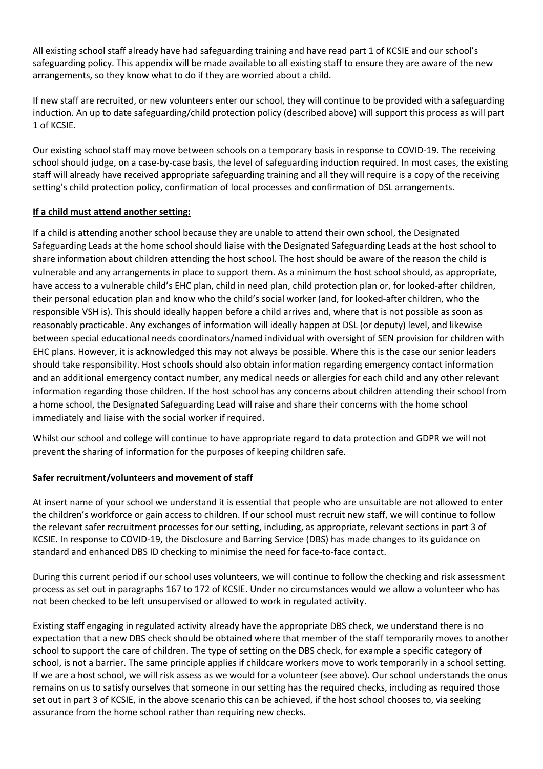All existing school staff already have had safeguarding training and have read part 1 of KCSIE and our school's safeguarding policy. This appendix will be made available to all existing staff to ensure they are aware of the new arrangements, so they know what to do if they are worried about a child.

If new staff are recruited, or new volunteers enter our school, they will continue to be provided with a safeguarding induction. An up to date safeguarding/child protection policy (described above) will support this process as will part 1 of KCSIE.

Our existing school staff may move between schools on a temporary basis in response to COVID-19. The receiving school should judge, on a case-by-case basis, the level of safeguarding induction required. In most cases, the existing staff will already have received appropriate safeguarding training and all they will require is a copy of the receiving setting's child protection policy, confirmation of local processes and confirmation of DSL arrangements.

**<u>If a child must attend another setting:</u>**

If a child is attending another school because they are unable to attend their own school, the Designated Safeguarding Leads at the home school should liaise with the Designated Safeguarding Leads at the host school to share information about children attending the host school. The host should be aware of the reason the child is vulnerable and any arrangements in place to support them. As a minimum the host school should, <u>as appropriate,</u> have access to a vulnerable child's EHC plan, child in need plan, child protection plan or, for looked-after children, their personal education plan and know who the child's social worker (and, for looked-after children, who the responsible VSH is). This should ideally happen before a child arrives and, where that is not possible as soon as reasonably practicable. Any exchanges of information will ideally happen at DSL (or deputy) level, and likewise between special educational needs coordinators/named individual with oversight of SEN provision for children with EHC plans. However, it is acknowledged this may not always be possible. Where this is the case our senior leaders should take responsibility. Host schools should also obtain information regarding emergency contact information and an additional emergency contact number, any medical needs or allergies for each child and any other relevant information regarding those children. If the host school has any concerns about children attending their school from a home school, the Designated Safeguarding Lead will raise and share their concerns with the home school immediately and liaise with the social worker if required.

Whilst our school and college will continue to have appropriate regard to data protection and GDPR we will not prevent the sharing of information for the purposes of keeping children safe.

**<u>Safer recruitment/volunteers and movement of staff</u>**

At insert name of your school we understand it is essential that people who are unsuitable are not allowed to enter the children's workforce or gain access to children. If our school must recruit new staff, we will continue to follow the relevant safer recruitment processes for our setting, including, as appropriate, relevant sections in part 3 of KCSIE. In response to COVID-19, the Disclosure and Barring Service (DBS) has made changes to its guidance on standard and enhanced DBS ID checking to minimise the need for face-to-face contact.

During this current period if our school uses volunteers, we will continue to follow the checking and risk assessment process as set out in paragraphs 167 to 172 of KCSIE. Under no circumstances would we allow a volunteer who has not been checked to be left unsupervised or allowed to work in regulated activity.

Existing staff engaging in regulated activity already have the appropriate DBS check, we understand there is no expectation that a new DBS check should be obtained where that member of the staff temporarily moves to another school to support the care of children. The type of setting on the DBS check, for example a specific category of school, is not a barrier. The same principle applies if childcare workers move to work temporarily in a school setting. If we are a host school, we will risk assess as we would for a volunteer (see above). Our school understands the onus remains on us to satisfy ourselves that someone in our setting has the required checks, including as required those set out in part 3 of KCSIE, in the above scenario this can be achieved, if the host school chooses to, via seeking assurance from the home school rather than requiring new checks.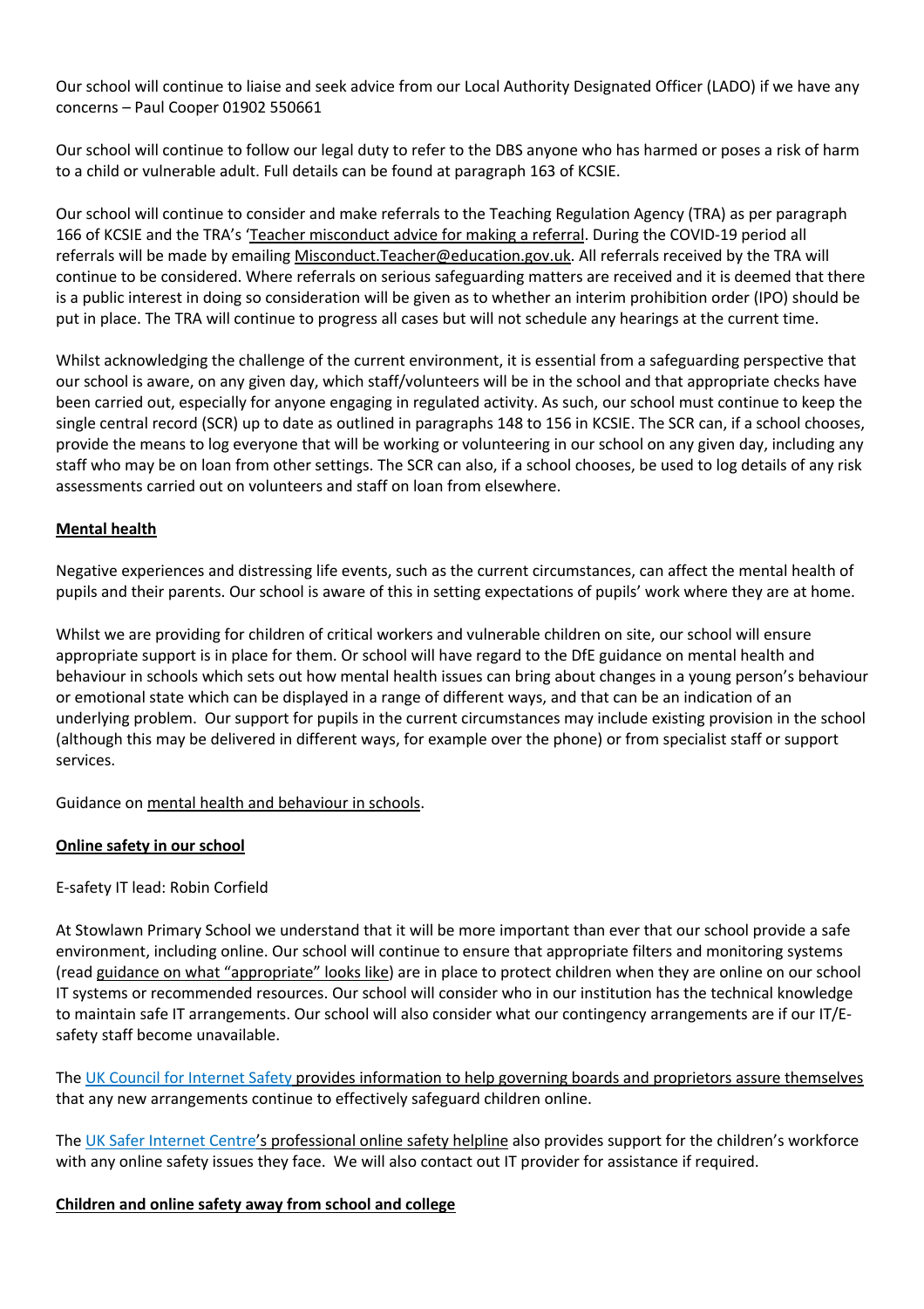Our school will continue to liaise and seek advice from our Local Authority Designated Officer (LADO) if we have any concerns – Paul Cooper 01902 550661

Our school will continue to follow our legal duty to refer to the DBS anyone who has harmed or poses a risk of harm to a child or vulnerable adult. Full details can be found at paragraph 163 of KCSIE.

Our school will continue to consider and make referrals to the Teaching Regulation Agency (TRA) as per paragraph 166 of KCSIE and the TRA's 'Teacher misconduct advice for making a referral. During the COVID-19 period all referrals will be made by emailing Misconduct.Teacher@education.gov.uk. All referrals received by the TRA will continue to be considered. Where referrals on serious safeguarding matters are received and it is deemed that there is a public interest in doing so consideration will be given as to whether an interim prohibition order (IPO) should be put in place. The TRA will continue to progress all cases but will not schedule any hearings at the current time.

Whilst acknowledging the challenge of the current environment, it is essential from a safeguarding perspective that our school is aware, on any given day, which staff/volunteers will be in the school and that appropriate checks have been carried out, especially for anyone engaging in regulated activity. As such, our school must continue to keep the single central record (SCR) up to date as outlined in paragraphs 148 to 156 in KCSIE. The SCR can, if a school chooses, provide the means to log everyone that will be working or volunteering in our school on any given day, including any staff who may be on loan from other settings. The SCR can also, if a school chooses, be used to log details of any risk assessments carried out on volunteers and staff on loan from elsewhere.

**Mental health**

Negative experiences and distressing life events, such as the current circumstances, can affect the mental health of pupils and their parents. Our school is aware of this in setting expectations of pupils' work where they are at home.

Whilst we are providing for children of critical workers and vulnerable children on site, our school will ensure appropriate support is in place for them. Or school will have regard to the DfE guidance on mental health and behaviour in schools which sets out how mental health issues can bring about changes in a young person's behaviour or emotional state which can be displayed in a range of different ways, and that can be an indication of an underlying problem. Our support for pupils in the current circumstances may include existing provision in the school (although this may be delivered in different ways, for example over the phone) or from specialist staff or support services.

Guidance on mental health and behaviour in schools.

**Online safety in our school**

E-safety IT lead: Robin Corfield

At Stowlawn Primary School we understand that it will be more important than ever that our school provide a safe environment, including online. Our school will continue to ensure that appropriate filters and monitoring systems (read guidance on what "appropriate" looks like) are in place to protect children when they are online on our school IT systems or recommended resources. Our school will consider who in our institution has the technical knowledge to maintain safe IT arrangements. Our school will also consider what our contingency arrangements are if our IT/E-safety staff become unavailable.

The UK Council for Internet Safety provides information to help governing boards and proprietors assure themselves that any new arrangements continue to effectively safeguard children online.

The UK Safer Internet Centre's professional online safety helpline also provides support for the children's workforce with any online safety issues they face. We will also contact out IT provider for assistance if required.

**Children and online safety away from school and college**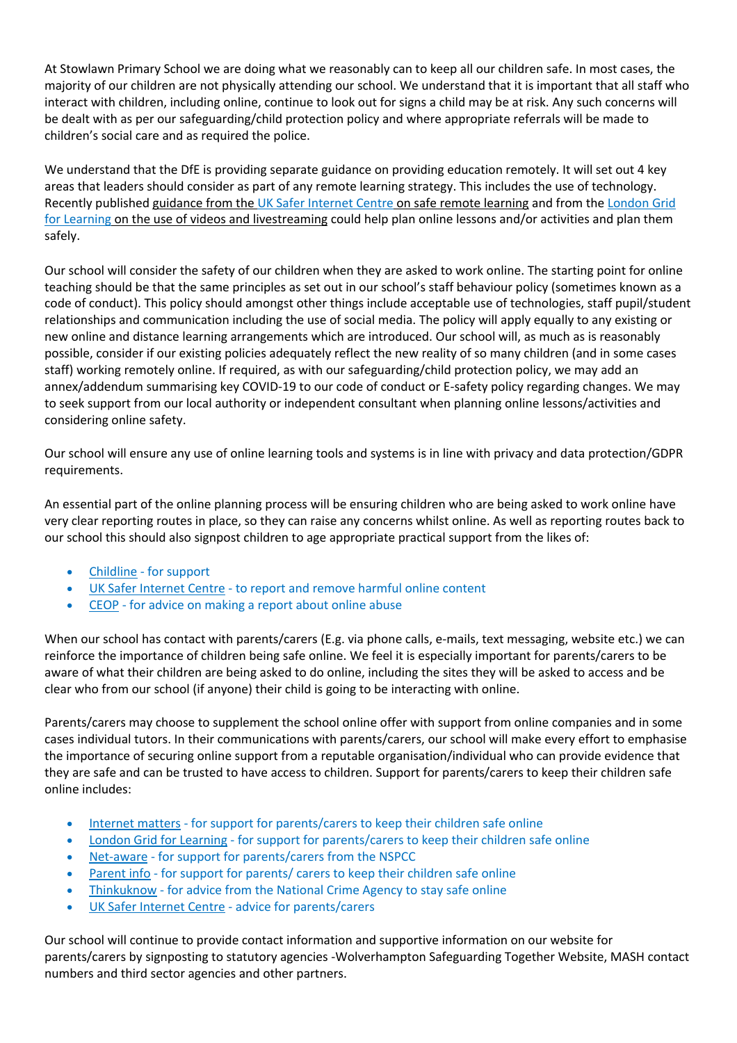At Stowlawn Primary School we are doing what we reasonably can to keep all our children safe. In most cases, the majority of our children are not physically attending our school. We understand that it is important that all staff who interact with children, including online, continue to look out for signs a child may be at risk. Any such concerns will be dealt with as per our safeguarding/child protection policy and where appropriate referrals will be made to children's social care and as required the police.

We understand that the DfE is providing separate guidance on providing education remotely. It will set out 4 key areas that leaders should consider as part of any remote learning strategy. This includes the use of technology. Recently published guidance from the UK Safer Internet Centre on safe remote learning and from the London Grid for Learning on the use of videos and livestreaming could help plan online lessons and/or activities and plan them safely.

Our school will consider the safety of our children when they are asked to work online. The starting point for online teaching should be that the same principles as set out in our school's staff behaviour policy (sometimes known as a code of conduct). This policy should amongst other things include acceptable use of technologies, staff pupil/student relationships and communication including the use of social media. The policy will apply equally to any existing or new online and distance learning arrangements which are introduced. Our school will, as much as is reasonably possible, consider if our existing policies adequately reflect the new reality of so many children (and in some cases staff) working remotely online. If required, as with our safeguarding/child protection policy, we may add an annex/addendum summarising key COVID-19 to our code of conduct or E-safety policy regarding changes. We may to seek support from our local authority or independent consultant when planning online lessons/activities and considering online safety.

Our school will ensure any use of online learning tools and systems is in line with privacy and data protection/GDPR requirements.

An essential part of the online planning process will be ensuring children who are being asked to work online have very clear reporting routes in place, so they can raise any concerns whilst online. As well as reporting routes back to our school this should also signpost children to age appropriate practical support from the likes of:

- Childline - for support
- UK Safer Internet Centre - to report and remove harmful online content
- CEOP - for advice on making a report about online abuse

When our school has contact with parents/carers (E.g. via phone calls, e-mails, text messaging, website etc.) we can reinforce the importance of children being safe online. We feel it is especially important for parents/carers to be aware of what their children are being asked to do online, including the sites they will be asked to access and be clear who from our school (if anyone) their child is going to be interacting with online.

Parents/carers may choose to supplement the school online offer with support from online companies and in some cases individual tutors. In their communications with parents/carers, our school will make every effort to emphasise the importance of securing online support from a reputable organisation/individual who can provide evidence that they are safe and can be trusted to have access to children. Support for parents/carers to keep their children safe online includes:

- Internet matters - for support for parents/carers to keep their children safe online
- London Grid for Learning - for support for parents/carers to keep their children safe online
- Net-aware - for support for parents/carers from the NSPCC
- Parent info - for support for parents/ carers to keep their children safe online
- Thinkuknow - for advice from the National Crime Agency to stay safe online
- UK Safer Internet Centre - advice for parents/carers

Our school will continue to provide contact information and supportive information on our website for parents/carers by signposting to statutory agencies -Wolverhampton Safeguarding Together Website, MASH contact numbers and third sector agencies and other partners.